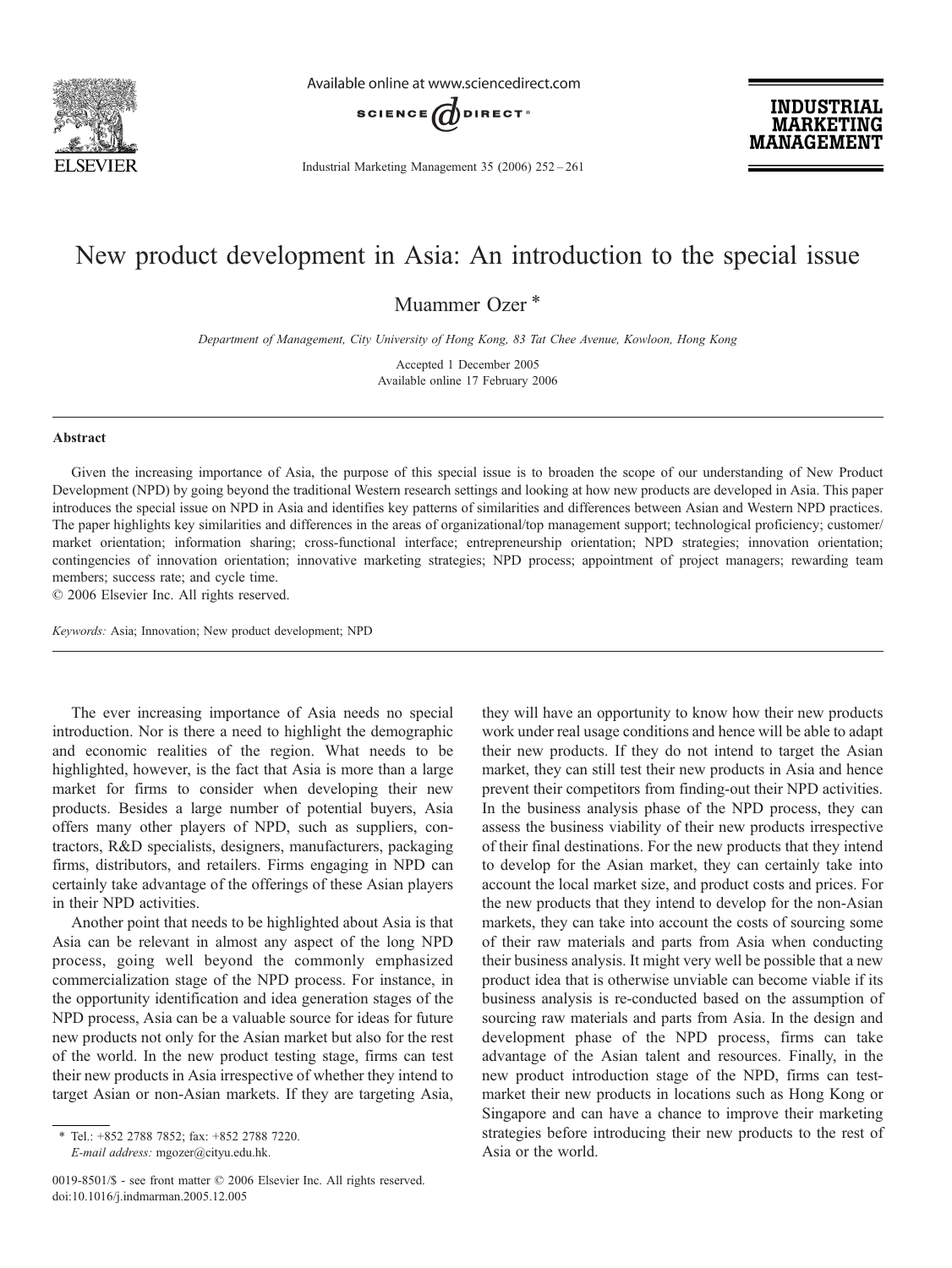# New product development in Asia: An introduction to the special issue

Muammer Ozer *

*Department of Management, City University of Hong Kong, 83 Tat Chee Avenue, Kowloon, Hong Kong*

Accepted 1 December 2005
Available online 17 February 2006

## Abstract

Given the increasing importance of Asia, the purpose of this special issue is to broaden the scope of our understanding of New Product Development (NPD) by going beyond the traditional Western research settings and looking at how new products are developed in Asia. This paper introduces the special issue on NPD in Asia and identifies key patterns of similarities and differences between Asian and Western NPD practices. The paper highlights key similarities and differences in the areas of organizational/top management support; technological proficiency; customer/market orientation; information sharing; cross-functional interface; entrepreneurship orientation; NPD strategies; innovation orientation; contingencies of innovation orientation; innovative marketing strategies; NPD process; appointment of project managers; rewarding team members; success rate; and cycle time.

© 2006 Elsevier Inc. All rights reserved.

*Keywords:* Asia; Innovation; New product development; NPD

The ever increasing importance of Asia needs no special introduction. Nor is there a need to highlight the demographic and economic realities of the region. What needs to be highlighted, however, is the fact that Asia is more than a large market for firms to consider when developing their new products. Besides a large number of potential buyers, Asia offers many other players of NPD, such as suppliers, contractors, R&D specialists, designers, manufacturers, packaging firms, distributors, and retailers. Firms engaging in NPD can certainly take advantage of the offerings of these Asian players in their NPD activities.

Another point that needs to be highlighted about Asia is that Asia can be relevant in almost any aspect of the long NPD process, going well beyond the commonly emphasized commercialization stage of the NPD process. For instance, in the opportunity identification and idea generation stages of the NPD process, Asia can be a valuable source for ideas for future new products not only for the Asian market but also for the rest of the world. In the new product testing stage, firms can test their new products in Asia irrespective of whether they intend to target Asian or non-Asian markets. If they are targeting Asia, they will have an opportunity to know how their new products work under real usage conditions and hence will be able to adapt their new products. If they do not intend to target the Asian market, they can still test their new products in Asia and hence prevent their competitors from finding-out their NPD activities. In the business analysis phase of the NPD process, they can assess the business viability of their new products irrespective of their final destinations. For the new products that they intend to develop for the Asian market, they can certainly take into account the local market size, and product costs and prices. For the new products that they intend to develop for the non-Asian markets, they can take into account the costs of sourcing some of their raw materials and parts from Asia when conducting their business analysis. It might very well be possible that a new product idea that is otherwise unviable can become viable if its business analysis is re-conducted based on the assumption of sourcing raw materials and parts from Asia. In the design and development phase of the NPD process, firms can take advantage of the Asian talent and resources. Finally, in the new product introduction stage of the NPD, firms can test-market their new products in locations such as Hong Kong or Singapore and can have a chance to improve their marketing strategies before introducing their new products to the rest of Asia or the world.

\* Tel.: +852 2788 7852; fax: +852 2788 7220.
*E-mail address:* mgozer@cityu.edu.hk.

0019-8501/$ - see front matter © 2006 Elsevier Inc. All rights reserved.
doi:10.1016/j.indmarman.2005.12.005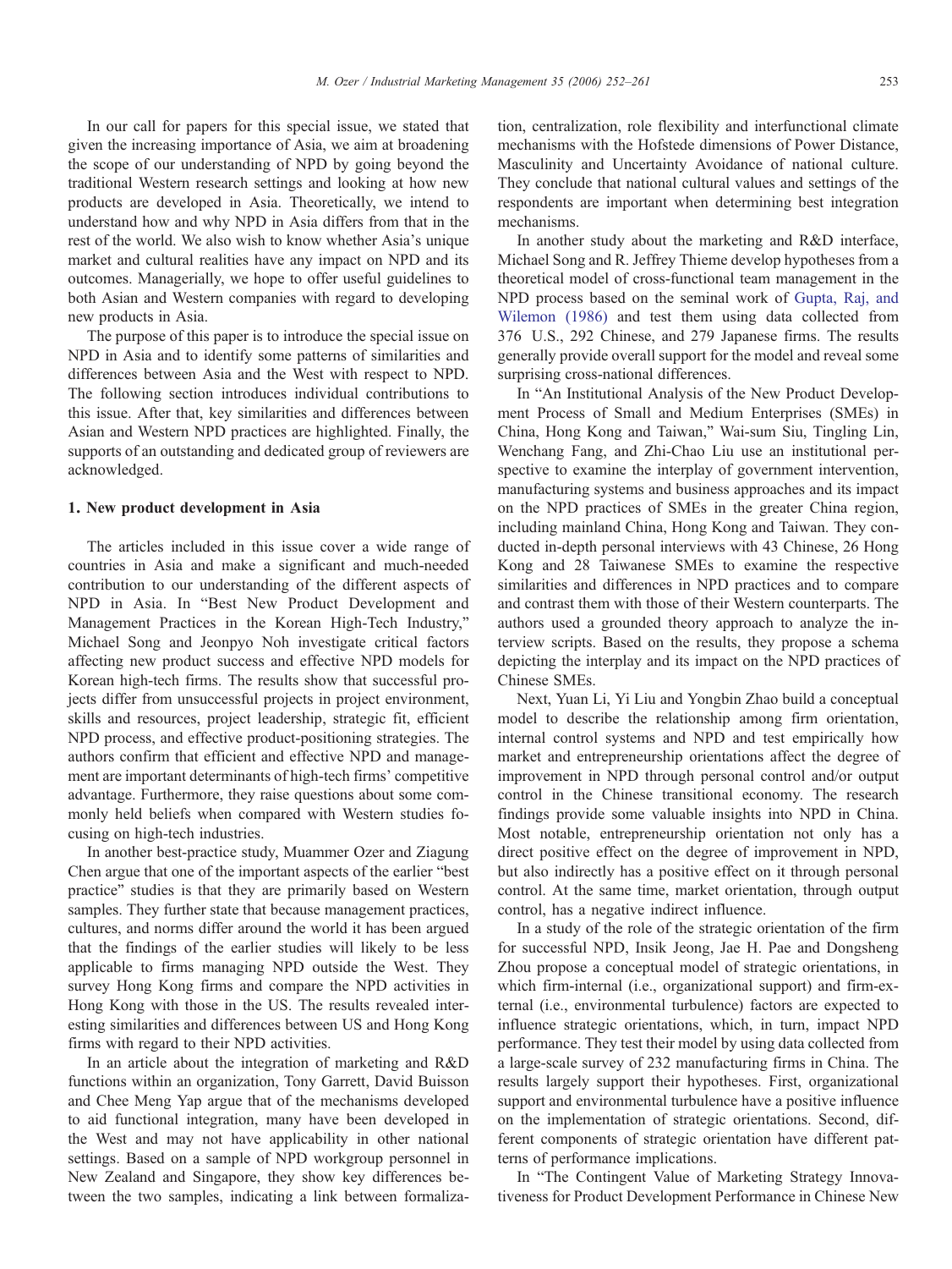In our call for papers for this special issue, we stated that given the increasing importance of Asia, we aim at broadening the scope of our understanding of NPD by going beyond the traditional Western research settings and looking at how new products are developed in Asia. Theoretically, we intend to understand how and why NPD in Asia differs from that in the rest of the world. We also wish to know whether Asia's unique market and cultural realities have any impact on NPD and its outcomes. Managerially, we hope to offer useful guidelines to both Asian and Western companies with regard to developing new products in Asia.

The purpose of this paper is to introduce the special issue on NPD in Asia and to identify some patterns of similarities and differences between Asia and the West with respect to NPD. The following section introduces individual contributions to this issue. After that, key similarities and differences between Asian and Western NPD practices are highlighted. Finally, the supports of an outstanding and dedicated group of reviewers are acknowledged.

## 1. New product development in Asia

The articles included in this issue cover a wide range of countries in Asia and make a significant and much-needed contribution to our understanding of the different aspects of NPD in Asia. In "Best New Product Development and Management Practices in the Korean High-Tech Industry," Michael Song and Jeonpyo Noh investigate critical factors affecting new product success and effective NPD models for Korean high-tech firms. The results show that successful projects differ from unsuccessful projects in project environment, skills and resources, project leadership, strategic fit, efficient NPD process, and effective product-positioning strategies. The authors confirm that efficient and effective NPD and management are important determinants of high-tech firms' competitive advantage. Furthermore, they raise questions about some commonly held beliefs when compared with Western studies focusing on high-tech industries.

In another best-practice study, Muammer Ozer and Ziagung Chen argue that one of the important aspects of the earlier "best practice" studies is that they are primarily based on Western samples. They further state that because management practices, cultures, and norms differ around the world it has been argued that the findings of the earlier studies will likely to be less applicable to firms managing NPD outside the West. They survey Hong Kong firms and compare the NPD activities in Hong Kong with those in the US. The results revealed interesting similarities and differences between US and Hong Kong firms with regard to their NPD activities.

In an article about the integration of marketing and R&D functions within an organization, Tony Garrett, David Buisson and Chee Meng Yap argue that of the mechanisms developed to aid functional integration, many have been developed in the West and may not have applicability in other national settings. Based on a sample of NPD workgroup personnel in New Zealand and Singapore, they show key differences between the two samples, indicating a link between formalization, centralization, role flexibility and interfunctional climate mechanisms with the Hofstede dimensions of Power Distance, Masculinity and Uncertainty Avoidance of national culture. They conclude that national cultural values and settings of the respondents are important when determining best integration mechanisms.

In another study about the marketing and R&D interface, Michael Song and R. Jeffrey Thieme develop hypotheses from a theoretical model of cross-functional team management in the NPD process based on the seminal work of Gupta, Raj, and Wilemon (1986) and test them using data collected from 376 U.S., 292 Chinese, and 279 Japanese firms. The results generally provide overall support for the model and reveal some surprising cross-national differences.

In "An Institutional Analysis of the New Product Development Process of Small and Medium Enterprises (SMEs) in China, Hong Kong and Taiwan," Wai-sum Siu, Tingling Lin, Wenchang Fang, and Zhi-Chao Liu use an institutional perspective to examine the interplay of government intervention, manufacturing systems and business approaches and its impact on the NPD practices of SMEs in the greater China region, including mainland China, Hong Kong and Taiwan. They conducted in-depth personal interviews with 43 Chinese, 26 Hong Kong and 28 Taiwanese SMEs to examine the respective similarities and differences in NPD practices and to compare and contrast them with those of their Western counterparts. The authors used a grounded theory approach to analyze the interview scripts. Based on the results, they propose a schema depicting the interplay and its impact on the NPD practices of Chinese SMEs.

Next, Yuan Li, Yi Liu and Yongbin Zhao build a conceptual model to describe the relationship among firm orientation, internal control systems and NPD and test empirically how market and entrepreneurship orientations affect the degree of improvement in NPD through personal control and/or output control in the Chinese transitional economy. The research findings provide some valuable insights into NPD in China. Most notable, entrepreneurship orientation not only has a direct positive effect on the degree of improvement in NPD, but also indirectly has a positive effect on it through personal control. At the same time, market orientation, through output control, has a negative indirect influence.

In a study of the role of the strategic orientation of the firm for successful NPD, Insik Jeong, Jae H. Pae and Dongsheng Zhou propose a conceptual model of strategic orientations, in which firm-internal (i.e., organizational support) and firm-external (i.e., environmental turbulence) factors are expected to influence strategic orientations, which, in turn, impact NPD performance. They test their model by using data collected from a large-scale survey of 232 manufacturing firms in China. The results largely support their hypotheses. First, organizational support and environmental turbulence have a positive influence on the implementation of strategic orientations. Second, different components of strategic orientation have different patterns of performance implications.

In "The Contingent Value of Marketing Strategy Innovativeness for Product Development Performance in Chinese New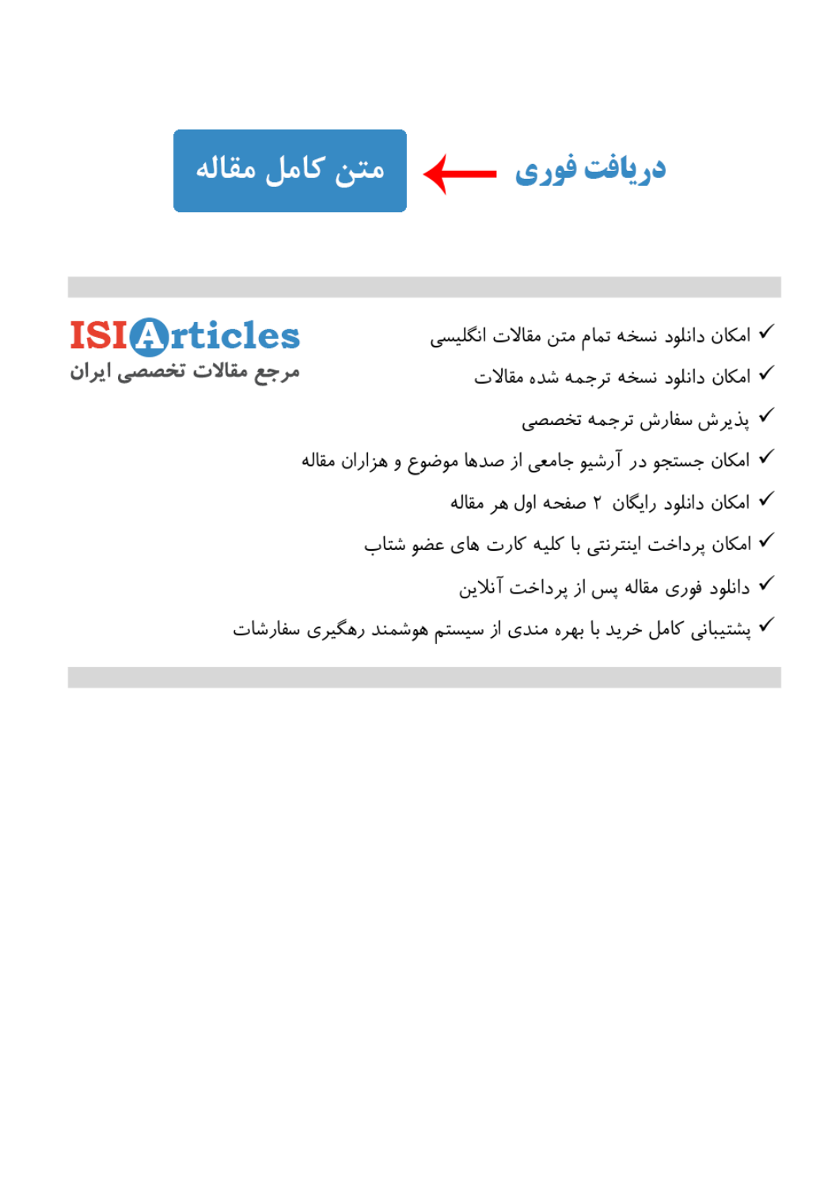دریافت فوری ← متن کامل مقاله

ISIArticles
مرجع مقالات تخصصی ایران

- ✓ امکان دانلود نسخه تمام متن مقالات انگلیسی
- ✓ امکان دانلود نسخه ترجمه شده مقالات
- ✓ پذیرش سفارش ترجمه تخصصی
- ✓ امکان جستجو در آرشیو جامعی از صدها موضوع و هزاران مقاله
- ✓ امکان دانلود رایگان ۲ صفحه اول هر مقاله
- ✓ امکان پرداخت اینترنتی با کلیه کارت های عضو شتاب
- ✓ دانلود فوری مقاله پس از پرداخت آنلاین
- ✓ پشتیبانی کامل خرید با بهره مندی از سیستم هوشمند رهگیری سفارشات